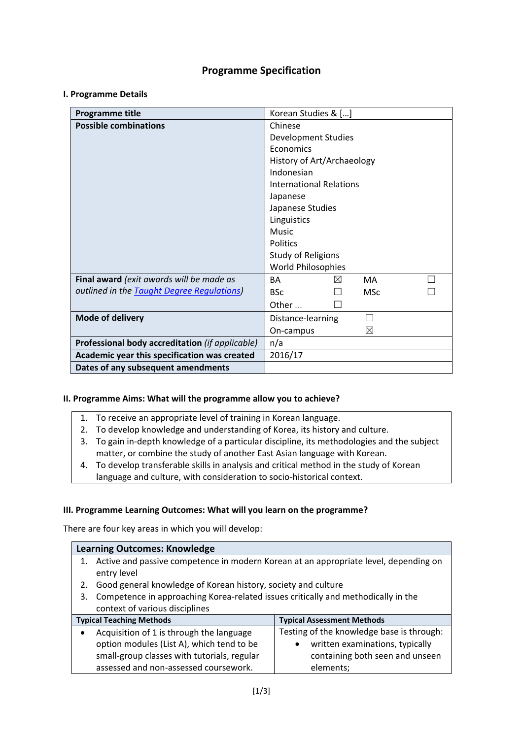# Programme Specification

## I. Programme Details

| Programme title | Korean Studies & […] |
|---|---|
| **Possible combinations** | Chinese<br>Development Studies<br>Economics<br>History of Art/Archaeology<br>Indonesian<br>International Relations<br>Japanese<br>Japanese Studies<br>Linguistics<br>Music<br>Politics<br>Study of Religions<br>World Philosophies |
| **Final award** *(exit awards will be made as outlined in the [Taught Degree Regulations](#))* | BA ☒ MA ☐<br>BSc ☐ MSc ☐<br>Other … ☐ |
| **Mode of delivery** | Distance-learning ☐<br>On-campus ☒ |
| **Professional body accreditation** *(if applicable)* | n/a |
| **Academic year this specification was created** | 2016/17 |
| **Dates of any subsequent amendments** | |

## II. Programme Aims: What will the programme allow you to achieve?

1. To receive an appropriate level of training in Korean language.
2. To develop knowledge and understanding of Korea, its history and culture.
3. To gain in-depth knowledge of a particular discipline, its methodologies and the subject matter, or combine the study of another East Asian language with Korean.
4. To develop transferable skills in analysis and critical method in the study of Korean language and culture, with consideration to socio-historical context.

## III. Programme Learning Outcomes: What will you learn on the programme?

There are four key areas in which you will develop:

### Learning Outcomes: Knowledge

1. Active and passive competence in modern Korean at an appropriate level, depending on entry level
2. Good general knowledge of Korean history, society and culture
3. Competence in approaching Korea-related issues critically and methodically in the context of various disciplines

| Typical Teaching Methods | Typical Assessment Methods |
|---|---|
| • Acquisition of 1 is through the language option modules (List A), which tend to be small-group classes with tutorials, regular assessed and non-assessed coursework. | Testing of the knowledge base is through:<br>• written examinations, typically containing both seen and unseen elements; |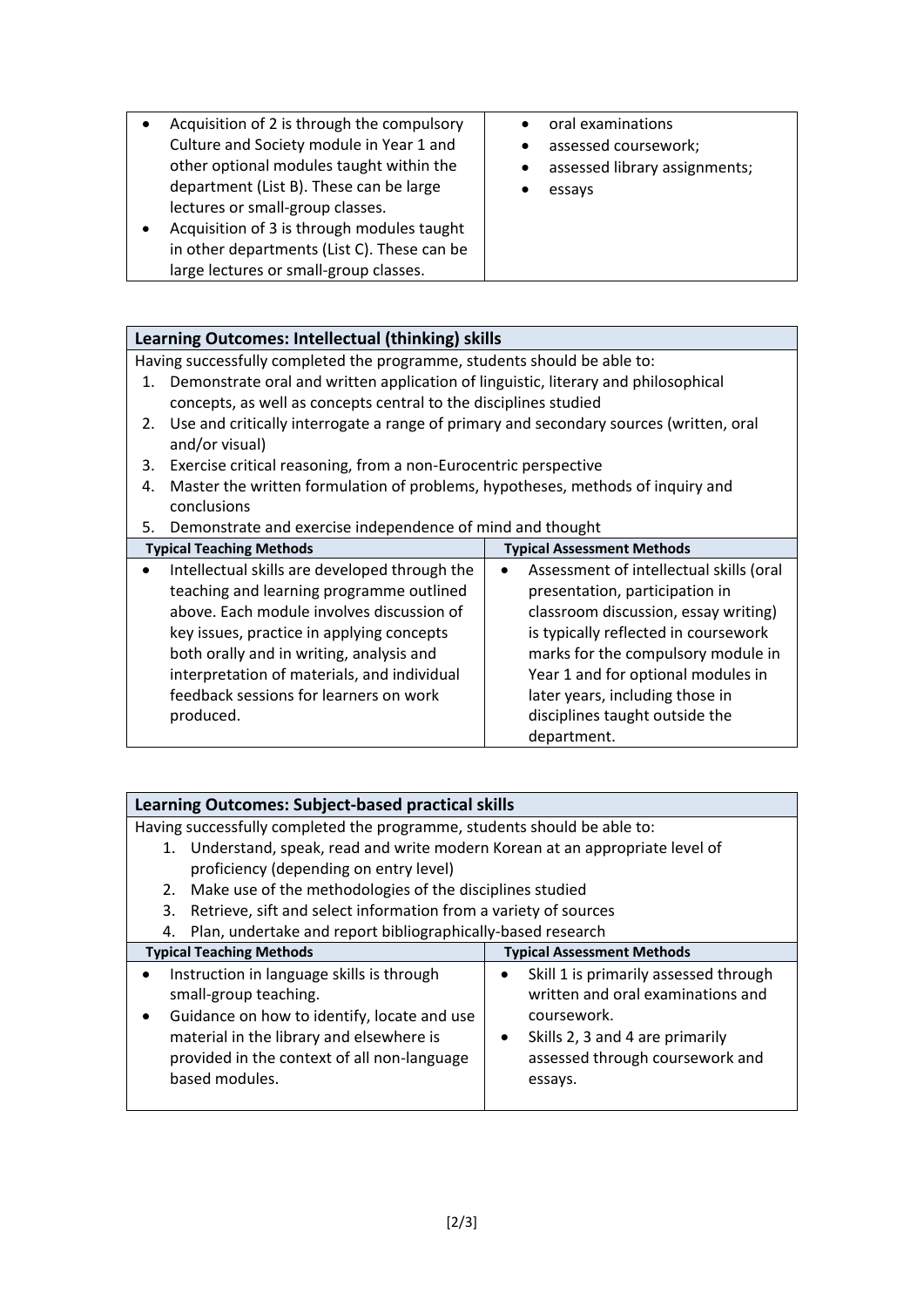| | |
|---|---|
| • Acquisition of 2 is through the compulsory Culture and Society module in Year 1 and other optional modules taught within the department (List B). These can be large lectures or small-group classes.<br>• Acquisition of 3 is through modules taught in other departments (List C). These can be large lectures or small-group classes. | • oral examinations<br>• assessed coursework;<br>• assessed library assignments;<br>• essays |

**Learning Outcomes: Intellectual (thinking) skills**

Having successfully completed the programme, students should be able to:

1. Demonstrate oral and written application of linguistic, literary and philosophical concepts, as well as concepts central to the disciplines studied
2. Use and critically interrogate a range of primary and secondary sources (written, oral and/or visual)
3. Exercise critical reasoning, from a non-Eurocentric perspective
4. Master the written formulation of problems, hypotheses, methods of inquiry and conclusions
5. Demonstrate and exercise independence of mind and thought

| Typical Teaching Methods | Typical Assessment Methods |
|---|---|
| • Intellectual skills are developed through the teaching and learning programme outlined above. Each module involves discussion of key issues, practice in applying concepts both orally and in writing, analysis and interpretation of materials, and individual feedback sessions for learners on work produced. | • Assessment of intellectual skills (oral presentation, participation in classroom discussion, essay writing) is typically reflected in coursework marks for the compulsory module in Year 1 and for optional modules in later years, including those in disciplines taught outside the department. |

**Learning Outcomes: Subject-based practical skills**

Having successfully completed the programme, students should be able to:

1. Understand, speak, read and write modern Korean at an appropriate level of proficiency (depending on entry level)
2. Make use of the methodologies of the disciplines studied
3. Retrieve, sift and select information from a variety of sources
4. Plan, undertake and report bibliographically-based research

| Typical Teaching Methods | Typical Assessment Methods |
|---|---|
| • Instruction in language skills is through small-group teaching.<br>• Guidance on how to identify, locate and use material in the library and elsewhere is provided in the context of all non-language based modules. | • Skill 1 is primarily assessed through written and oral examinations and coursework.<br>• Skills 2, 3 and 4 are primarily assessed through coursework and essays. |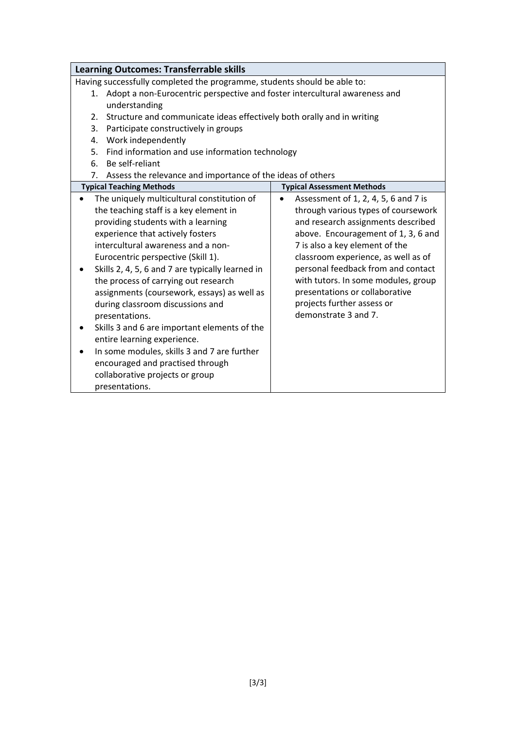## Learning Outcomes: Transferrable skills

Having successfully completed the programme, students should be able to:

1. Adopt a non-Eurocentric perspective and foster intercultural awareness and understanding
2. Structure and communicate ideas effectively both orally and in writing
3. Participate constructively in groups
4. Work independently
5. Find information and use information technology
6. Be self-reliant
7. Assess the relevance and importance of the ideas of others

| Typical Teaching Methods | Typical Assessment Methods |
| --- | --- |
| • The uniquely multicultural constitution of the teaching staff is a key element in providing students with a learning experience that actively fosters intercultural awareness and a non-Eurocentric perspective (Skill 1).<br>• Skills 2, 4, 5, 6 and 7 are typically learned in the process of carrying out research assignments (coursework, essays) as well as during classroom discussions and presentations.<br>• Skills 3 and 6 are important elements of the entire learning experience.<br>• In some modules, skills 3 and 7 are further encouraged and practised through collaborative projects or group presentations. | • Assessment of 1, 2, 4, 5, 6 and 7 is through various types of coursework and research assignments described above. Encouragement of 1, 3, 6 and 7 is also a key element of the classroom experience, as well as of personal feedback from and contact with tutors. In some modules, group presentations or collaborative projects further assess or demonstrate 3 and 7. |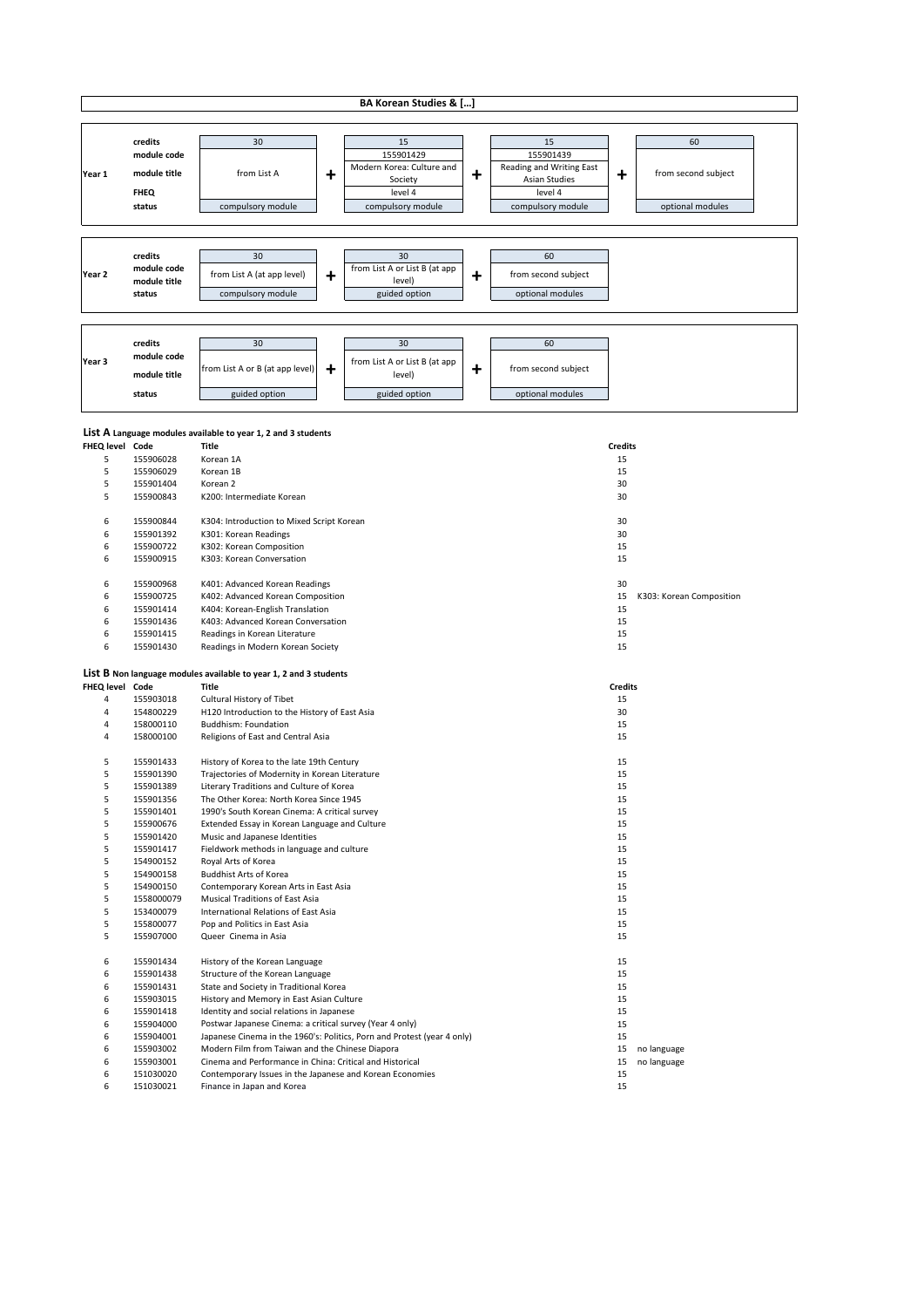# BA Korean Studies & […]

**Year 1**

| | | | | | | |
|---|---|---|---|---|---|---|
| **credits** | 30 | 15 | | 15 | | 60 |
| **module code** | | 155901429 | | 155901439 | | |
| **module title** | from List A | + Modern Korea: Culture and Society | + | Reading and Writing East Asian Studies | + | from second subject |
| **FHEQ** | | level 4 | | level 4 | | |
| **status** | compulsory module | compulsory module | | compulsory module | | optional modules |

**Year 2**

| | | | |
|---|---|---|---|
| **credits** | 30 | 30 | 60 |
| **module code** / **module title** | from List A (at app level) + | from List A or List B (at app level) + | from second subject |
| **status** | compulsory module | guided option | optional modules |

**Year 3**

| | | | |
|---|---|---|---|
| **credits** | 30 | 30 | 60 |
| **module code** / **module title** | from List A or B (at app level) + | from List A or List B (at app level) + | from second subject |
| **status** | guided option | guided option | optional modules |

## List A Language modules available to year 1, 2 and 3 students

| FHEQ level | Code | Title | Credits | |
|---|---|---|---|---|
| 5 | 155906028 | Korean 1A | 15 | |
| 5 | 155906029 | Korean 1B | 15 | |
| 5 | 155901404 | Korean 2 | 30 | |
| 5 | 155900843 | K200: Intermediate Korean | 30 | |
| 6 | 155900844 | K304: Introduction to Mixed Script Korean | 30 | |
| 6 | 155901392 | K301: Korean Readings | 30 | |
| 6 | 155900722 | K302: Korean Composition | 15 | |
| 6 | 155900915 | K303: Korean Conversation | 15 | |
| 6 | 155900968 | K401: Advanced Korean Readings | 30 | |
| 6 | 155900725 | K402: Advanced Korean Composition | 15 | K303: Korean Composition |
| 6 | 155901414 | K404: Korean-English Translation | 15 | |
| 6 | 155901436 | K403: Advanced Korean Conversation | 15 | |
| 6 | 155901415 | Readings in Korean Literature | 15 | |
| 6 | 155901430 | Readings in Modern Korean Society | 15 | |

## List B Non language modules available to year 1, 2 and 3 students

| FHEQ level | Code | Title | Credits | |
|---|---|---|---|---|
| 4 | 155903018 | Cultural History of Tibet | 15 | |
| 4 | 154800229 | H120 Introduction to the History of East Asia | 30 | |
| 4 | 158000110 | Buddhism: Foundation | 15 | |
| 4 | 158000100 | Religions of East and Central Asia | 15 | |
| 5 | 155901433 | History of Korea to the late 19th Century | 15 | |
| 5 | 155901390 | Trajectories of Modernity in Korean Literature | 15 | |
| 5 | 155901389 | Literary Traditions and Culture of Korea | 15 | |
| 5 | 155901356 | The Other Korea: North Korea Since 1945 | 15 | |
| 5 | 155901401 | 1990's South Korean Cinema: A critical survey | 15 | |
| 5 | 155900676 | Extended Essay in Korean Language and Culture | 15 | |
| 5 | 155901420 | Music and Japanese Identities | 15 | |
| 5 | 155901417 | Fieldwork methods in language and culture | 15 | |
| 5 | 154900152 | Royal Arts of Korea | 15 | |
| 5 | 154900158 | Buddhist Arts of Korea | 15 | |
| 5 | 154900150 | Contemporary Korean Arts in East Asia | 15 | |
| 5 | 1558000079 | Musical Traditions of East Asia | 15 | |
| 5 | 153400079 | International Relations of East Asia | 15 | |
| 5 | 155800077 | Pop and Politics in East Asia | 15 | |
| 5 | 155907000 | Queer Cinema in Asia | 15 | |
| 6 | 155901434 | History of the Korean Language | 15 | |
| 6 | 155901438 | Structure of the Korean Language | 15 | |
| 6 | 155901431 | State and Society in Traditional Korea | 15 | |
| 6 | 155903015 | History and Memory in East Asian Culture | 15 | |
| 6 | 155901418 | Identity and social relations in Japanese | 15 | |
| 6 | 155904000 | Postwar Japanese Cinema: a critical survey (Year 4 only) | 15 | |
| 6 | 155904001 | Japanese Cinema in the 1960's: Politics, Porn and Protest (year 4 only) | 15 | |
| 6 | 155903002 | Modern Film from Taiwan and the Chinese Diapora | 15 | no language |
| 6 | 155903001 | Cinema and Performance in China: Critical and Historical | 15 | no language |
| 6 | 151030020 | Contemporary Issues in the Japanese and Korean Economies | 15 | |
| 6 | 151030021 | Finance in Japan and Korea | 15 | |